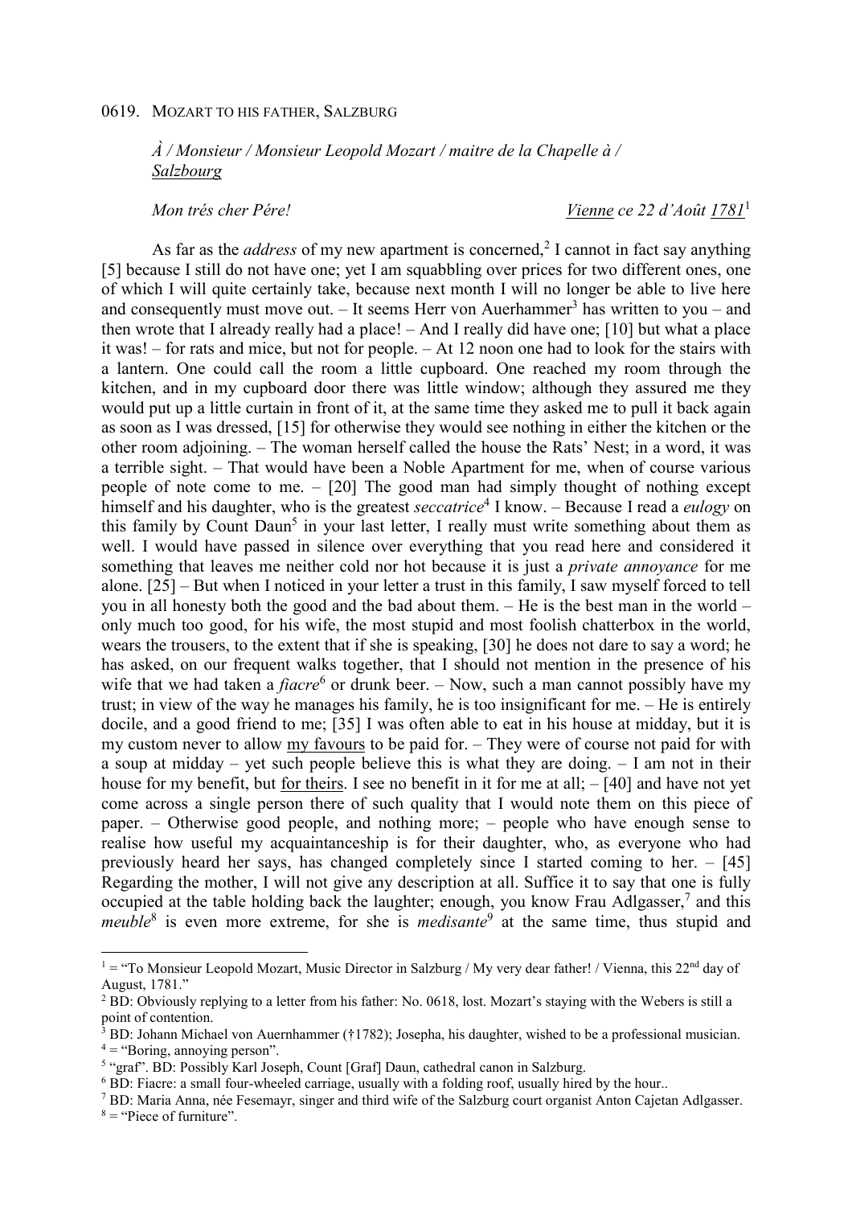0619. MOZART TO HIS FATHER, SALZBURG

*À / Monsieur / Monsieur Leopold Mozart / maitre de la Chapelle à /* *Salzbourg*

*Mon trés cher Pére!* *Vienne ce 22 d'Août 1781*[1]

As far as the *address* of my new apartment is concerned,[2] I cannot in fact say anything [5] because I still do not have one; yet I am squabbling over prices for two different ones, one of which I will quite certainly take, because next month I will no longer be able to live here and consequently must move out. – It seems Herr von Auerhammer[3] has written to you – and then wrote that I already really had a place! – And I really did have one; [10] but what a place it was! – for rats and mice, but not for people. – At 12 noon one had to look for the stairs with a lantern. One could call the room a little cupboard. One reached my room through the kitchen, and in my cupboard door there was little window; although they assured me they would put up a little curtain in front of it, at the same time they asked me to pull it back again as soon as I was dressed, [15] for otherwise they would see nothing in either the kitchen or the other room adjoining. – The woman herself called the house the Rats' Nest; in a word, it was a terrible sight. – That would have been a Noble Apartment for me, when of course various people of note come to me. – [20] The good man had simply thought of nothing except himself and his daughter, who is the greatest *seccatrice*[4] I know. – Because I read a *eulogy* on this family by Count Daun[5] in your last letter, I really must write something about them as well. I would have passed in silence over everything that you read here and considered it something that leaves me neither cold nor hot because it is just a *private annoyance* for me alone. [25] – But when I noticed in your letter a trust in this family, I saw myself forced to tell you in all honesty both the good and the bad about them. – He is the best man in the world – only much too good, for his wife, the most stupid and most foolish chatterbox in the world, wears the trousers, to the extent that if she is speaking, [30] he does not dare to say a word; he has asked, on our frequent walks together, that I should not mention in the presence of his wife that we had taken a *fiacre*[6] or drunk beer. – Now, such a man cannot possibly have my trust; in view of the way he manages his family, he is too insignificant for me. – He is entirely docile, and a good friend to me; [35] I was often able to eat in his house at midday, but it is my custom never to allow my favours to be paid for. – They were of course not paid for with a soup at midday – yet such people believe this is what they are doing. – I am not in their house for my benefit, but for theirs. I see no benefit in it for me at all; – [40] and have not yet come across a single person there of such quality that I would note them on this piece of paper. – Otherwise good people, and nothing more; – people who have enough sense to realise how useful my acquaintanceship is for their daughter, who, as everyone who had previously heard her says, has changed completely since I started coming to her. – [45] Regarding the mother, I will not give any description at all. Suffice it to say that one is fully occupied at the table holding back the laughter; enough, you know Frau Adlgasser,[7] and this *meuble*[8] is even more extreme, for she is *medisante*[9] at the same time, thus stupid and

---

[1] = "To Monsieur Leopold Mozart, Music Director in Salzburg / My very dear father! / Vienna, this 22nd day of August, 1781."

[2] BD: Obviously replying to a letter from his father: No. 0618, lost. Mozart's staying with the Webers is still a point of contention.

[3] BD: Johann Michael von Auernhammer (†1782); Josepha, his daughter, wished to be a professional musician.

[4] = "Boring, annoying person".

[5] "graf". BD: Possibly Karl Joseph, Count [Graf] Daun, cathedral canon in Salzburg.

[6] BD: Fiacre: a small four-wheeled carriage, usually with a folding roof, usually hired by the hour..

[7] BD: Maria Anna, née Fesemayr, singer and third wife of the Salzburg court organist Anton Cajetan Adlgasser.

[8] = "Piece of furniture".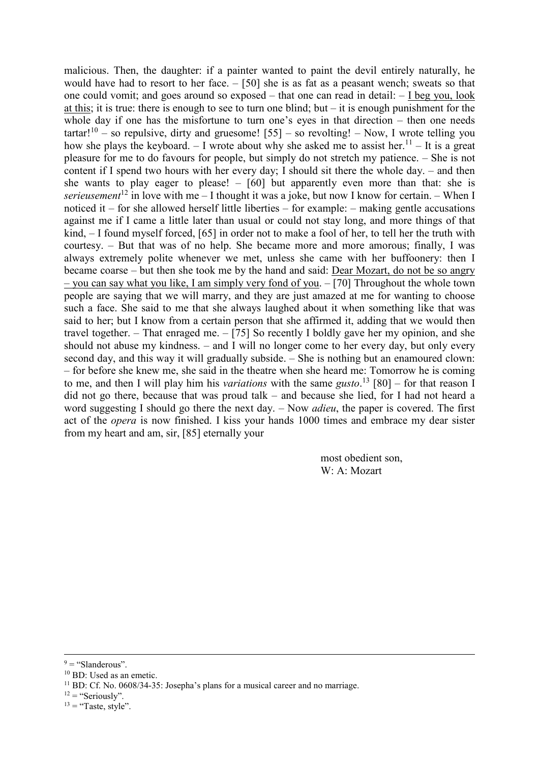malicious. Then, the daughter: if a painter wanted to paint the devil entirely naturally, he would have had to resort to her face. – [50] she is as fat as a peasant wench; sweats so that one could vomit; and goes around so exposed – that one can read in detail: – I beg you, look at this; it is true: there is enough to see to turn one blind; but – it is enough punishment for the whole day if one has the misfortune to turn one's eyes in that direction – then one needs tartar![10] – so repulsive, dirty and gruesome! [55] – so revolting! – Now, I wrote telling you how she plays the keyboard. – I wrote about why she asked me to assist her.[11] – It is a great pleasure for me to do favours for people, but simply do not stretch my patience. – She is not content if I spend two hours with her every day; I should sit there the whole day. – and then she wants to play eager to please! – [60] but apparently even more than that: she is *serieusement*[12] in love with me – I thought it was a joke, but now I know for certain. – When I noticed it – for she allowed herself little liberties – for example: – making gentle accusations against me if I came a little later than usual or could not stay long, and more things of that kind, – I found myself forced, [65] in order not to make a fool of her, to tell her the truth with courtesy. – But that was of no help. She became more and more amorous; finally, I was always extremely polite whenever we met, unless she came with her buffoonery: then I became coarse – but then she took me by the hand and said: Dear Mozart, do not be so angry – you can say what you like, I am simply very fond of you. – [70] Throughout the whole town people are saying that we will marry, and they are just amazed at me for wanting to choose such a face. She said to me that she always laughed about it when something like that was said to her; but I know from a certain person that she affirmed it, adding that we would then travel together. – That enraged me. – [75] So recently I boldly gave her my opinion, and she should not abuse my kindness. – and I will no longer come to her every day, but only every second day, and this way it will gradually subside. – She is nothing but an enamoured clown: – for before she knew me, she said in the theatre when she heard me: Tomorrow he is coming to me, and then I will play him his *variations* with the same *gusto*.[13] [80] – for that reason I did not go there, because that was proud talk – and because she lied, for I had not heard a word suggesting I should go there the next day. – Now *adieu*, the paper is covered. The first act of the *opera* is now finished. I kiss your hands 1000 times and embrace my dear sister from my heart and am, sir, [85] eternally your

most obedient son,
W: A: Mozart

---

[9] = "Slanderous".
[10] BD: Used as an emetic.
[11] BD: Cf. No. 0608/34-35: Josepha's plans for a musical career and no marriage.
[12] = "Seriously".
[13] = "Taste, style".